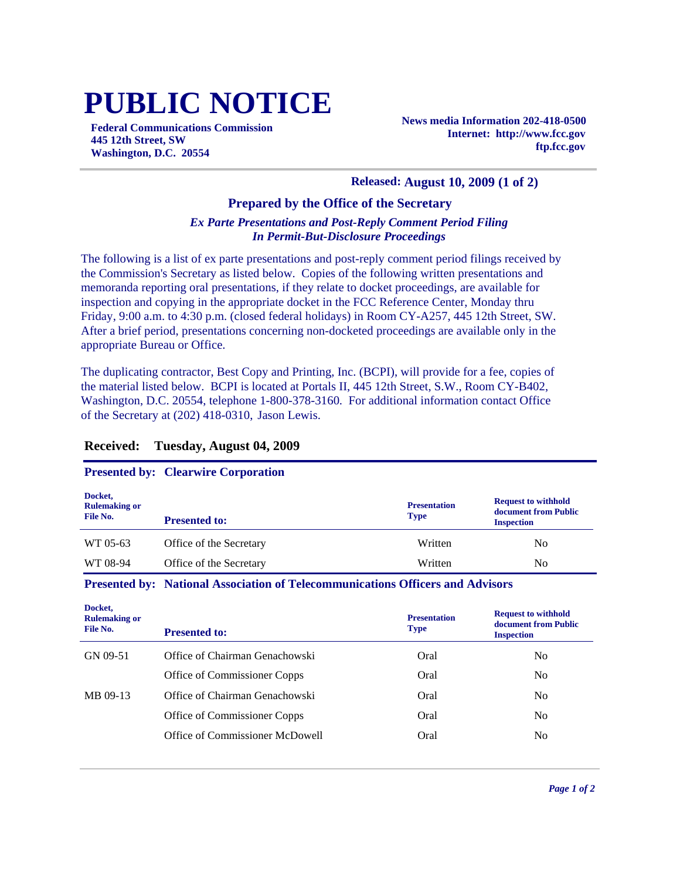# PUBLIC NOTICE

**Federal Communications Commission**
**445 12th Street, SW**
**Washington, D.C. 20554**

**News media Information 202-418-0500**
**Internet: http://www.fcc.gov**
**ftp.fcc.gov**

**Released: August 10, 2009 (1 of 2)**

## Prepared by the Office of the Secretary

***Ex Parte Presentations and Post-Reply Comment Period Filing***
***In Permit-But-Disclosure Proceedings***

The following is a list of ex parte presentations and post-reply comment period filings received by the Commission's Secretary as listed below. Copies of the following written presentations and memoranda reporting oral presentations, if they relate to docket proceedings, are available for inspection and copying in the appropriate docket in the FCC Reference Center, Monday thru Friday, 9:00 a.m. to 4:30 p.m. (closed federal holidays) in Room CY-A257, 445 12th Street, SW. After a brief period, presentations concerning non-docketed proceedings are available only in the appropriate Bureau or Office.

The duplicating contractor, Best Copy and Printing, Inc. (BCPI), will provide for a fee, copies of the material listed below. BCPI is located at Portals II, 445 12th Street, S.W., Room CY-B402, Washington, D.C. 20554, telephone 1-800-378-3160. For additional information contact Office of the Secretary at (202) 418-0310, Jason Lewis.

### Received: Tuesday, August 04, 2009

**Presented by: Clearwire Corporation**

| Docket, Rulemaking or File No. | Presented to: | Presentation Type | Request to withhold document from Public Inspection |
|---|---|---|---|
| WT 05-63 | Office of the Secretary | Written | No |
| WT 08-94 | Office of the Secretary | Written | No |

**Presented by: National Association of Telecommunications Officers and Advisors**

| Docket, Rulemaking or File No. | Presented to: | Presentation Type | Request to withhold document from Public Inspection |
|---|---|---|---|
| GN 09-51 | Office of Chairman Genachowski | Oral | No |
| | Office of Commissioner Copps | Oral | No |
| MB 09-13 | Office of Chairman Genachowski | Oral | No |
| | Office of Commissioner Copps | Oral | No |
| | Office of Commissioner McDowell | Oral | No |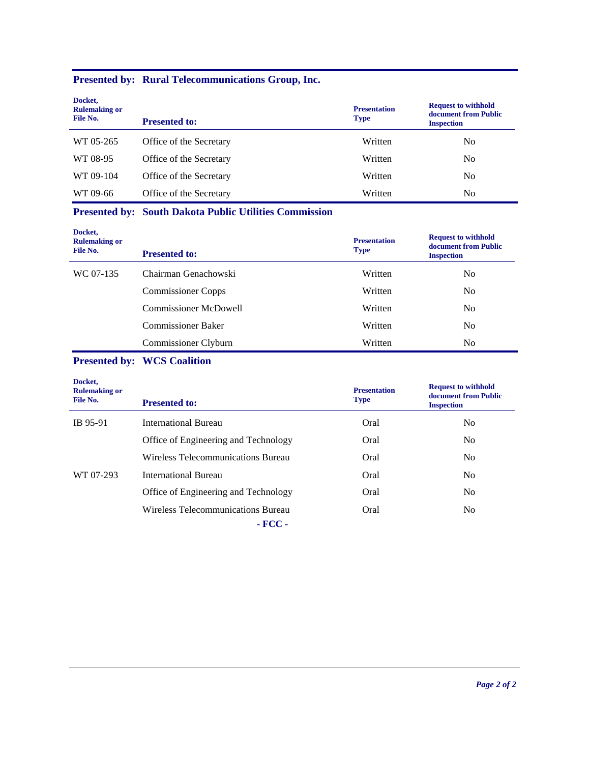## Presented by: Rural Telecommunications Group, Inc.

| Docket, Rulemaking or File No. | Presented to: | Presentation Type | Request to withhold document from Public Inspection |
|---|---|---|---|
| WT 05-265 | Office of the Secretary | Written | No |
| WT 08-95 | Office of the Secretary | Written | No |
| WT 09-104 | Office of the Secretary | Written | No |
| WT 09-66 | Office of the Secretary | Written | No |

## Presented by: South Dakota Public Utilities Commission

| Docket, Rulemaking or File No. | Presented to: | Presentation Type | Request to withhold document from Public Inspection |
|---|---|---|---|
| WC 07-135 | Chairman Genachowski | Written | No |
| | Commissioner Copps | Written | No |
| | Commissioner McDowell | Written | No |
| | Commissioner Baker | Written | No |
| | Commissioner Clyburn | Written | No |

## Presented by: WCS Coalition

| Docket, Rulemaking or File No. | Presented to: | Presentation Type | Request to withhold document from Public Inspection |
|---|---|---|---|
| IB 95-91 | International Bureau | Oral | No |
| | Office of Engineering and Technology | Oral | No |
| | Wireless Telecommunications Bureau | Oral | No |
| WT 07-293 | International Bureau | Oral | No |
| | Office of Engineering and Technology | Oral | No |
| | Wireless Telecommunications Bureau | Oral | No |

**- FCC -**